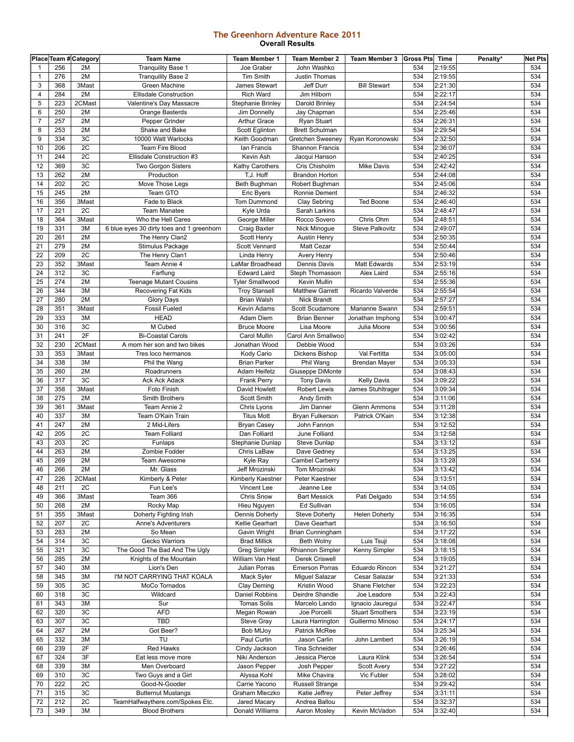# The Greenhorn Adventure Race 2011

## Overall Results

| Place | Team # | Category | Team Name | Team Member 1 | Team Member 2 | Team Member 3 | Gross Pts | Time | Penalty* | Net Pts |
|---|---|---|---|---|---|---|---|---|---|---|
| 1 | 256 | 2M | Tranquility Base 1 | Joe Graber | John Washko | | 534 | 2:19:55 | | 534 |
| 1 | 276 | 2M | Tranquility Base 2 | Tim Smith | Justin Thomas | | 534 | 2:19:55 | | 534 |
| 3 | 368 | 3Mast | Green Machine | James Stewart | Jeff Durr | Bill Stewart | 534 | 2:21:30 | | 534 |
| 4 | 284 | 2M | Ellisdale Construction | Rich Ward | Jim Hilborn | | 534 | 2:22:17 | | 534 |
| 5 | 223 | 2CMast | Valentine's Day Massacre | Stephanie Brinley | Darold Brinley | | 534 | 2:24:54 | | 534 |
| 6 | 250 | 2M | Orange Basterds | Jim Donnelly | Jay Chapman | | 534 | 2:25:46 | | 534 |
| 7 | 257 | 2M | Pepper Grinder | Arthur Grace | Ryan Stuart | | 534 | 2:26:31 | | 534 |
| 8 | 253 | 2M | Shake and Bake | Scott Eglinton | Brett Schulman | | 534 | 2:29:54 | | 534 |
| 9 | 334 | 3C | 10000 Watt Warlocks | Keith Goodman | Gretchen Sweeney | Ryan Koronowski | 534 | 2:32:50 | | 534 |
| 10 | 206 | 2C | Team Fire Blood | Ian Francis | Shannon Francis | | 534 | 2:36:07 | | 534 |
| 11 | 244 | 2C | Ellisdale Construction #3 | Kevin Ash | Jacqui Hanson | | 534 | 2:40:25 | | 534 |
| 12 | 369 | 3C | Two Gorgon Sisters | Kathy Carothers | Cris Chisholm | Mike Davis | 534 | 2:42:42 | | 534 |
| 13 | 262 | 2M | Production | T.J. Hoff | Brandon Horton | | 534 | 2:44:08 | | 534 |
| 14 | 202 | 2C | Move Those Legs | Beth Bughman | Robert Bughman | | 534 | 2:45:06 | | 534 |
| 15 | 245 | 2M | Team GTO | Eric Byers | Ronnie Dement | | 534 | 2:46:32 | | 534 |
| 16 | 356 | 3Mast | Fade to Black | Tom Dummond | Clay Sebring | Ted Boone | 534 | 2:46:40 | | 534 |
| 17 | 221 | 2C | Team Manatee | Kyle Urda | Sarah Larkins | | 534 | 2:48:47 | | 534 |
| 18 | 364 | 3Mast | Who the Hell Cares | George Miller | Rocco Sovero | Chris Ohm | 534 | 2:48:51 | | 534 |
| 19 | 331 | 3M | 6 blue eyes 30 dirty toes and 1 greenhorn | Craig Baxter | Nick Minogue | Steve Palkovitz | 534 | 2:49:07 | | 534 |
| 20 | 261 | 2M | The Henry Clan2 | Scott Henry | Austin Henry | | 534 | 2:50:35 | | 534 |
| 21 | 279 | 2M | Stimulus Package | Scott Vennard | Matt Cezar | | 534 | 2:50:44 | | 534 |
| 22 | 209 | 2C | The Henry Clan1 | Linda Henry | Avery Henry | | 534 | 2:50:46 | | 534 |
| 23 | 352 | 3Mast | Team Annie 4 | LaMar Broadhead | Dennis Davis | Matt Edwards | 534 | 2:53:19 | | 534 |
| 24 | 312 | 3C | Farflung | Edward Laird | Steph Thomasson | Alex Laird | 534 | 2:55:16 | | 534 |
| 25 | 274 | 2M | Teenage Mutant Cousins | Tyler Smallwood | Kevin Mullin | | 534 | 2:55:36 | | 534 |
| 26 | 344 | 3M | Recovering Fat Kids | Troy Stansell | Matthew Garrett | Ricardo Valverde | 534 | 2:55:54 | | 534 |
| 27 | 280 | 2M | Glory Days | Brian Walsh | Nick Brandt | | 534 | 2:57:27 | | 534 |
| 28 | 351 | 3Mast | Fossil Fueled | Kevin Adams | Scott Scudamore | Marianne Swann | 534 | 2:59:51 | | 534 |
| 29 | 333 | 3M | HEAD | Adam Diem | Brian Benner | Jonathan Imphong | 534 | 3:00:47 | | 534 |
| 30 | 316 | 3C | M Cubed | Bruce Moore | Lisa Moore | Julia Moore | 534 | 3:00:56 | | 534 |
| 31 | 241 | 2F | Bi-Coastal Carols | Carol Mullin | Carol Ann Smallwoo | | 534 | 3:02:42 | | 534 |
| 32 | 230 | 2CMast | A mom her son and two bikes | Jonathan Wood | Debbie Wood | | 534 | 3:03:26 | | 534 |
| 33 | 353 | 3Mast | Tres loco hermanos | Kody Cario | Dickens Bishop | Val Fertitta | 534 | 3:05:00 | | 534 |
| 34 | 338 | 3M | Phil the Wang | Brian Parker | Phil Wang | Brendan Mayer | 534 | 3:05:33 | | 534 |
| 35 | 260 | 2M | Roadrunners | Adam Heifetz | Giuseppe DiMonte | | 534 | 3:08:43 | | 534 |
| 36 | 317 | 3C | Ack Ack Adack | Frank Perry | Tony Davis | Kelly Davis | 534 | 3:09:22 | | 534 |
| 37 | 358 | 3Mast | Foto Finish | David Howlett | Robert Lewis | James Stuhltrager | 534 | 3:09:34 | | 534 |
| 38 | 275 | 2M | Smith Brothers | Scott Smith | Andy Smith | | 534 | 3:11:06 | | 534 |
| 39 | 361 | 3Mast | Team Annie 2 | Chris Lyons | Jim Danner | Glenn Ammons | 534 | 3:11:28 | | 534 |
| 40 | 337 | 3M | Team O'Kain Train | Titus Mott | Bryan Fulkerson | Patrick O'Kain | 534 | 3:12:38 | | 534 |
| 41 | 247 | 2M | 2 Mid-Lifers | Bryan Casey | John Fannon | | 534 | 3:12:52 | | 534 |
| 42 | 205 | 2C | Team Folliard | Dan Folliard | June Folliard | | 534 | 3:12:58 | | 534 |
| 43 | 203 | 2C | Funlaps | Stephanie Dunlap | Steve Dunlap | | 534 | 3:13:12 | | 534 |
| 44 | 263 | 2M | Zombie Fodder | Chris LaBaw | Dave Gedney | | 534 | 3:13:25 | | 534 |
| 45 | 269 | 2M | Team Awesome | Kyle Ray | Cambel Carberry | | 534 | 3:13:28 | | 534 |
| 46 | 266 | 2M | Mr. Glass | Jeff Mrozinski | Tom Mrozinski | | 534 | 3:13:42 | | 534 |
| 47 | 226 | 2CMast | Kimberly & Peter | Kimberly Kaestner | Peter Kaestner | | 534 | 3:13:51 | | 534 |
| 48 | 211 | 2C | Fun Lee's | Vincent Lee | Jeanne Lee | | 534 | 3:14:05 | | 534 |
| 49 | 366 | 3Mast | Team 366 | Chris Snow | Bart Messick | Pati Delgado | 534 | 3:14:55 | | 534 |
| 50 | 268 | 2M | Rocky Map | Hieu Nguyen | Ed Sullivan | | 534 | 3:16:05 | | 534 |
| 51 | 355 | 3Mast | Doherty Fighting Irish | Dennis Doherty | Steve Doherty | Helen Doherty | 534 | 3:16:35 | | 534 |
| 52 | 207 | 2C | Anne's Adventurers | Kellie Gearhart | Dave Gearhart | | 534 | 3:16:50 | | 534 |
| 53 | 283 | 2M | So Mean | Gavin Wright | Brian Cunningham | | 534 | 3:17:22 | | 534 |
| 54 | 314 | 3C | Gecko Warriors | Brad Millick | Beth Wolny | Luis Tsuji | 534 | 3:18:08 | | 534 |
| 55 | 321 | 3C | The Good The Bad And The Ugly | Greg Simpler | Rhiannon Simpler | Kenny Simpler | 534 | 3:18:15 | | 534 |
| 56 | 285 | 2M | Knights of the Mountain | William Van Hest | Derek Criswell | | 534 | 3:19:05 | | 534 |
| 57 | 340 | 3M | Lion's Den | Julian Porras | Emerson Porras | Eduardo Rincon | 534 | 3:21:27 | | 534 |
| 58 | 345 | 3M | I'M NOT CARRYING THAT KOALA | Mack Syler | Miguel Salazar | Cesar Salazar | 534 | 3:21:33 | | 534 |
| 59 | 305 | 3C | MoCo Tornados | Clay Deming | Kristin Wood | Shane Fletcher | 534 | 3:22:23 | | 534 |
| 60 | 318 | 3C | Wildcard | Daniel Robbins | Deirdre Shandle | Joe Leadore | 534 | 3:22:43 | | 534 |
| 61 | 343 | 3M | Sur | Tomas Solis | Marcelo Lando | Ignacio Jauregui | 534 | 3:22:47 | | 534 |
| 62 | 320 | 3C | AFD | Megan Rowan | Joe Porcelli | Stuart Smothers | 534 | 3:23:19 | | 534 |
| 63 | 307 | 3C | TBD | Steve Gray | Laura Harrington | Guillermo Minoso | 534 | 3:24:17 | | 534 |
| 64 | 267 | 2M | Got Beer? | Bob MtJoy | Patrick McRee | | 534 | 3:25:34 | | 534 |
| 65 | 332 | 3M | TU | Paul Curtin | Jason Carlin | John Lambert | 534 | 3:26:19 | | 534 |
| 66 | 239 | 2F | Red Hawks | Cindy Jackson | Tina Schneider | | 534 | 3:26:46 | | 534 |
| 67 | 324 | 3F | Eat less move more | Niki Anderson | Jessica Pierce | Laura Klink | 534 | 3:26:54 | | 534 |
| 68 | 339 | 3M | Men Overboard | Jason Pepper | Josh Pepper | Scott Avery | 534 | 3:27:22 | | 534 |
| 69 | 310 | 3C | Two Guys and a Girl | Alyssa Kohl | Mike Chavira | Vic Fubler | 534 | 3:28:02 | | 534 |
| 70 | 222 | 2C | Good-N-Gooder | Carrie Yacono | Russell Strange | | 534 | 3:29:42 | | 534 |
| 71 | 315 | 3C | Butternut Mustangs | Graham Mleczko | Katie Jeffrey | Peter Jeffrey | 534 | 3:31:11 | | 534 |
| 72 | 212 | 2C | TeamHalfwaythere.com/Spokes Etc. | Jared Macary | Andrea Ballou | | 534 | 3:32:37 | | 534 |
| 73 | 349 | 3M | Blood Brothers | Donald Williams | Aaron Mosley | Kevin McVadon | 534 | 3:32:40 | | 534 |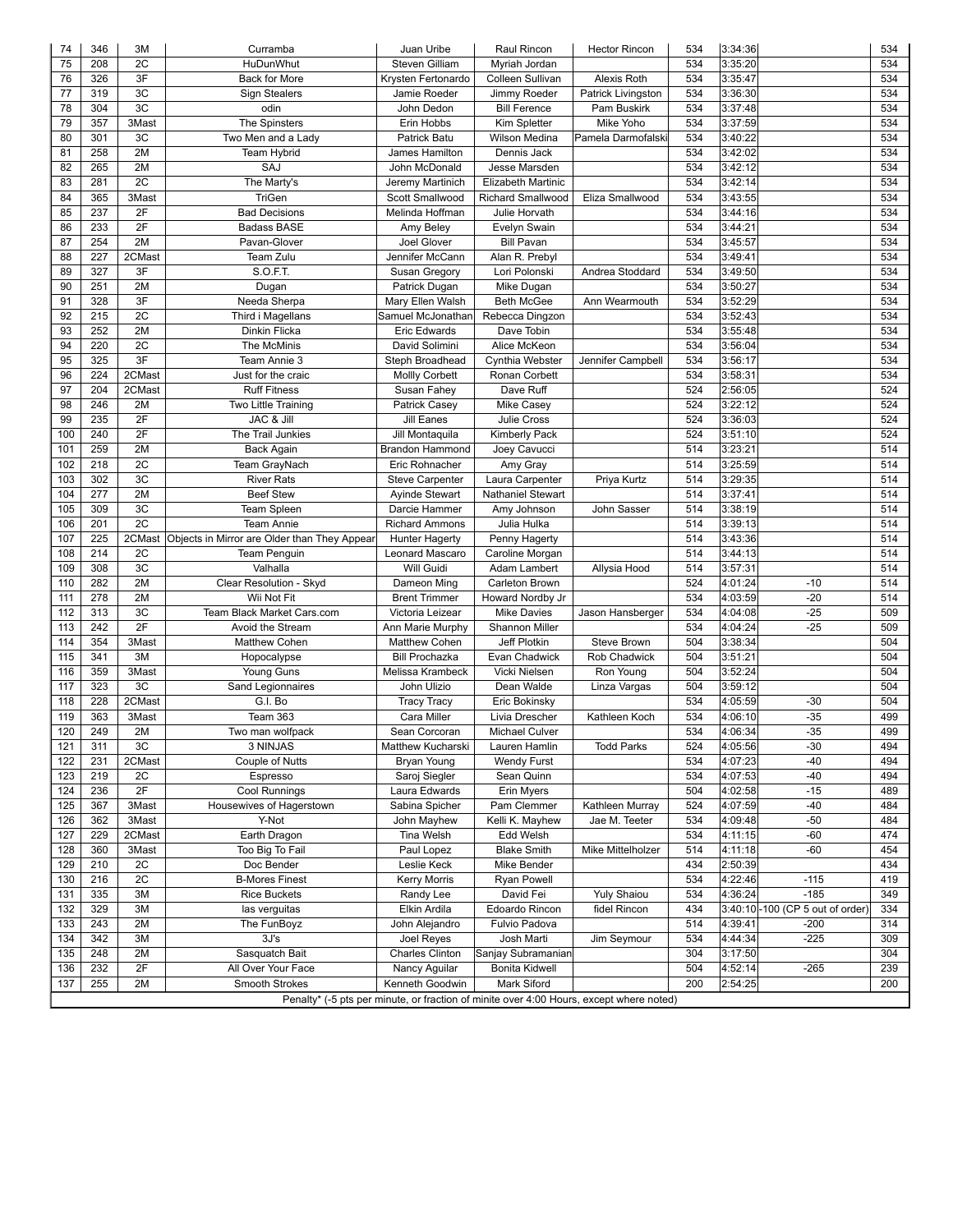| | | | | | | | | | | |
|---|---|---|---|---|---|---|---|---|---|---|
| 74 | 346 | 3M | Curramba | Juan Uribe | Raul Rincon | Hector Rincon | 534 | 3:34:36 | | 534 |
| 75 | 208 | 2C | HuDunWhut | Steven Gilliam | Myriah Jordan | | 534 | 3:35:20 | | 534 |
| 76 | 326 | 3F | Back for More | Krysten Fertonardo | Colleen Sullivan | Alexis Roth | 534 | 3:35:47 | | 534 |
| 77 | 319 | 3C | Sign Stealers | Jamie Roeder | Jimmy Roeder | Patrick Livingston | 534 | 3:36:30 | | 534 |
| 78 | 304 | 3C | odin | John Dedon | Bill Ference | Pam Buskirk | 534 | 3:37:48 | | 534 |
| 79 | 357 | 3Mast | The Spinsters | Erin Hobbs | Kim Spletter | Mike Yoho | 534 | 3:37:59 | | 534 |
| 80 | 301 | 3C | Two Men and a Lady | Patrick Batu | Wilson Medina | Pamela Darmofalski | 534 | 3:40:22 | | 534 |
| 81 | 258 | 2M | Team Hybrid | James Hamilton | Dennis Jack | | 534 | 3:42:02 | | 534 |
| 82 | 265 | 2M | SAJ | John McDonald | Jesse Marsden | | 534 | 3:42:12 | | 534 |
| 83 | 281 | 2C | The Marty's | Jeremy Martinich | Elizabeth Martinic | | 534 | 3:42:14 | | 534 |
| 84 | 365 | 3Mast | TriGen | Scott Smallwood | Richard Smallwood | Eliza Smallwood | 534 | 3:43:55 | | 534 |
| 85 | 237 | 2F | Bad Decisions | Melinda Hoffman | Julie Horvath | | 534 | 3:44:16 | | 534 |
| 86 | 233 | 2F | Badass BASE | Amy Beley | Evelyn Swain | | 534 | 3:44:21 | | 534 |
| 87 | 254 | 2M | Pavan-Glover | Joel Glover | Bill Pavan | | 534 | 3:45:57 | | 534 |
| 88 | 227 | 2CMast | Team Zulu | Jennifer McCann | Alan R. Prebyl | | 534 | 3:49:41 | | 534 |
| 89 | 327 | 3F | S.O.F.T. | Susan Gregory | Lori Polonski | Andrea Stoddard | 534 | 3:49:50 | | 534 |
| 90 | 251 | 2M | Dugan | Mary Ellen Walsh | Mike Dugan | | 534 | 3:50:27 | | 534 |
| 91 | 328 | 3F | Needa Sherpa | Mary Ellen Walsh | Beth McGee | Ann Wearmouth | 534 | 3:52:29 | | 534 |
| 92 | 215 | 2C | Third i Magellans | Samuel McJonathan | Rebecca Dingzon | | 534 | 3:52:43 | | 534 |
| 93 | 252 | 2M | Dinkin Flicka | Eric Edwards | Dave Tobin | | 534 | 3:55:48 | | 534 |
| 94 | 220 | 2C | The McMinis | David Solimini | Alice McKeon | | 534 | 3:56:04 | | 534 |
| 95 | 325 | 3F | Team Annie 3 | Steph Broadhead | Cynthia Webster | Jennifer Campbell | 534 | 3:56:17 | | 534 |
| 96 | 224 | 2CMast | Just for the craic | Mollly Corbett | Ronan Corbett | | 534 | 3:58:31 | | 534 |
| 97 | 204 | 2CMast | Ruff Fitness | Susan Fahey | Dave Ruff | | 524 | 2:56:05 | | 524 |
| 98 | 246 | 2M | Two Little Training | Patrick Casey | Mike Casey | | 524 | 3:22:12 | | 524 |
| 99 | 235 | 2F | JAC & Jill | Jill Eanes | Julie Cross | | 524 | 3:36:03 | | 524 |
| 100 | 240 | 2F | The Trail Junkies | Jill Montaquila | Kimberly Pack | | 524 | 3:51:10 | | 524 |
| 101 | 259 | 2M | Back Again | Brandon Hammond | Joey Cavucci | | 514 | 3:23:21 | | 514 |
| 102 | 218 | 2C | Team GrayNach | Eric Rohnacher | Amy Gray | | 514 | 3:25:59 | | 514 |
| 103 | 302 | 3C | River Rats | Steve Carpenter | Laura Carpenter | Priya Kurtz | 514 | 3:29:35 | | 514 |
| 104 | 277 | 2M | Beef Stew | Ayinde Stewart | Nathaniel Stewart | | 514 | 3:37:41 | | 514 |
| 105 | 309 | 3C | Team Spleen | Darcie Hammer | Amy Johnson | John Sasser | 514 | 3:38:19 | | 514 |
| 106 | 201 | 2C | Team Annie | Richard Ammons | Julia Hulka | | 514 | 3:39:13 | | 514 |
| 107 | 225 | 2CMast | Objects in Mirror are Older than They Appear | Hunter Hagerty | Penny Hagerty | | 514 | 3:43:36 | | 514 |
| 108 | 214 | 2C | Team Penguin | Leonard Mascaro | Caroline Morgan | | 514 | 3:44:13 | | 514 |
| 109 | 308 | 3C | Valhalla | Will Guidi | Adam Lambert | Allysia Hood | 514 | 3:57:31 | | 514 |
| 110 | 282 | 2M | Clear Resolution - Skyd | Dameon Ming | Carleton Brown | | 524 | 4:01:24 | -10 | 514 |
| 111 | 278 | 2M | Wii Not Fit | Brent Trimmer | Howard Nordby Jr | | 534 | 4:03:59 | -20 | 514 |
| 112 | 313 | 3C | Team Black Market Cars.com | Victoria Leizear | Mike Davies | Jason Hansberger | 534 | 4:04:08 | -25 | 509 |
| 113 | 242 | 2F | Avoid the Stream | Ann Marie Murphy | Shannon Miller | | 534 | 4:04:24 | -25 | 509 |
| 114 | 354 | 3Mast | Matthew Cohen | Matthew Cohen | Jeff Plotkin | Steve Brown | 504 | 3:38:34 | | 504 |
| 115 | 341 | 3M | Hopocalypse | Bill Prochazka | Evan Chadwick | Rob Chadwick | 504 | 3:51:21 | | 504 |
| 116 | 359 | 3Mast | Young Guns | Melissa Krambeck | Vicki Nielsen | Ron Young | 504 | 3:52:24 | | 504 |
| 117 | 323 | 3C | Sand Legionnaires | John Ulizio | Dean Walde | Linza Vargas | 504 | 3:59:12 | | 504 |
| 118 | 228 | 2CMast | G.I. Bo | Tracy Tracy | Eric Bokinsky | | 534 | 4:05:59 | -30 | 504 |
| 119 | 363 | 3Mast | Team 363 | Cara Miller | Livia Drescher | Kathleen Koch | 534 | 4:06:10 | -35 | 499 |
| 120 | 249 | 2M | Two man wolfpack | Sean Corcoran | Michael Culver | | 534 | 4:06:34 | -35 | 499 |
| 121 | 311 | 3C | 3 NINJAS | Matthew Kucharski | Lauren Hamlin | Todd Parks | 524 | 4:05:56 | -30 | 494 |
| 122 | 231 | 2CMast | Couple of Nutts | Bryan Young | Wendy Furst | | 534 | 4:07:23 | -40 | 494 |
| 123 | 219 | 2C | Espresso | Saroj Siegler | Sean Quinn | | 534 | 4:07:53 | -40 | 494 |
| 124 | 236 | 2F | Cool Runnings | Laura Edwards | Erin Myers | | 504 | 4:02:58 | -15 | 489 |
| 125 | 367 | 3Mast | Housewives of Hagerstown | Sabina Spicher | Pam Clemmer | Kathleen Murray | 524 | 4:07:59 | -40 | 484 |
| 126 | 362 | 3Mast | Y-Not | John Mayhew | Kelli K. Mayhew | Jae M. Teeter | 534 | 4:09:48 | -50 | 484 |
| 127 | 229 | 2CMast | Earth Dragon | Tina Welsh | Edd Welsh | | 534 | 4:11:15 | -60 | 474 |
| 128 | 360 | 3Mast | Too Big To Fail | Paul Lopez | Blake Smith | Mike Mittelholzer | 514 | 4:11:18 | -60 | 454 |
| 129 | 210 | 2C | Doc Bender | Leslie Keck | Mike Bender | | 434 | 2:50:39 | | 434 |
| 130 | 216 | 2C | B-Mores Finest | Kerry Morris | Ryan Powell | | 534 | 4:22:46 | -115 | 419 |
| 131 | 335 | 3M | Rice Buckets | Randy Lee | David Fei | Yuly Shaiou | 534 | 4:36:24 | -185 | 349 |
| 132 | 329 | 3M | las verguitas | Elkin Ardila | Edoardo Rincon | fidel Rincon | 434 | 3:40:10 | -100 (CP 5 out of order) | 334 |
| 133 | 243 | 2M | The FunBoyz | John Alejandro | Fulvio Padova | | 514 | 4:39:41 | -200 | 314 |
| 134 | 342 | 3M | 3J's | Joel Reyes | Josh Marti | Jim Seymour | 534 | 4:44:34 | -225 | 309 |
| 135 | 248 | 2M | Sasquatch Bait | Charles Clinton | Sanjay Subramanian | | 304 | 3:17:50 | | 304 |
| 136 | 232 | 2F | All Over Your Face | Nancy Aguilar | Bonita Kidwell | | 504 | 4:52:14 | -265 | 239 |
| 137 | 255 | 2M | Smooth Strokes | Kenneth Goodwin | Mark Siford | | 200 | 2:54:25 | | 200 |

Penalty* (-5 pts per minute, or fraction of minite over 4:00 Hours, except where noted)